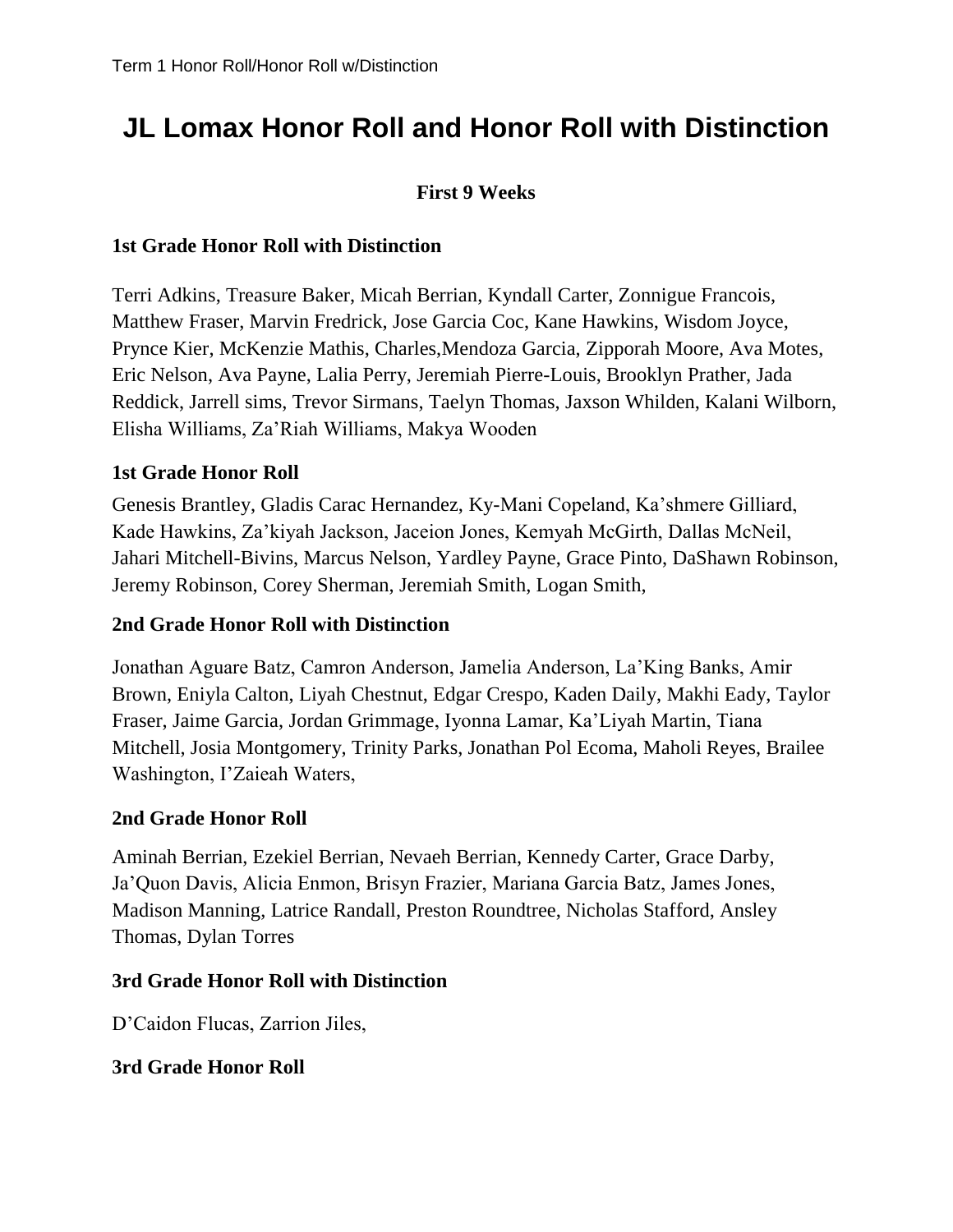# JL Lomax Honor Roll and Honor Roll with Distinction

**First 9 Weeks**

### 1st Grade Honor Roll with Distinction

Terri Adkins, Treasure Baker, Micah Berrian, Kyndall Carter, Zonnigue Francois, Matthew Fraser, Marvin Fredrick, Jose Garcia Coc, Kane Hawkins, Wisdom Joyce, Prynce Kier, McKenzie Mathis, Charles,Mendoza Garcia, Zipporah Moore, Ava Motes, Eric Nelson, Ava Payne, Lalia Perry, Jeremiah Pierre-Louis, Brooklyn Prather, Jada Reddick, Jarrell sims, Trevor Sirmans, Taelyn Thomas, Jaxson Whilden, Kalani Wilborn, Elisha Williams, Za'Riah Williams, Makya Wooden

### 1st Grade Honor Roll

Genesis Brantley, Gladis Carac Hernandez, Ky-Mani Copeland, Ka'shmere Gilliard, Kade Hawkins, Za'kiyah Jackson, Jaceion Jones, Kemyah McGirth, Dallas McNeil, Jahari Mitchell-Bivins, Marcus Nelson, Yardley Payne, Grace Pinto, DaShawn Robinson, Jeremy Robinson, Corey Sherman, Jeremiah Smith, Logan Smith,

### 2nd Grade Honor Roll with Distinction

Jonathan Aguare Batz, Camron Anderson, Jamelia Anderson, La'King Banks, Amir Brown, Eniyla Calton, Liyah Chestnut, Edgar Crespo, Kaden Daily, Makhi Eady, Taylor Fraser, Jaime Garcia, Jordan Grimmage, Iyonna Lamar, Ka'Liyah Martin, Tiana Mitchell, Josia Montgomery, Trinity Parks, Jonathan Pol Ecoma, Maholi Reyes, Brailee Washington, I'Zaieah Waters,

### 2nd Grade Honor Roll

Aminah Berrian, Ezekiel Berrian, Nevaeh Berrian, Kennedy Carter, Grace Darby, Ja'Quon Davis, Alicia Enmon, Brisyn Frazier, Mariana Garcia Batz, James Jones, Madison Manning, Latrice Randall, Preston Roundtree, Nicholas Stafford, Ansley Thomas, Dylan Torres

### 3rd Grade Honor Roll with Distinction

D'Caidon Flucas, Zarrion Jiles,

### 3rd Grade Honor Roll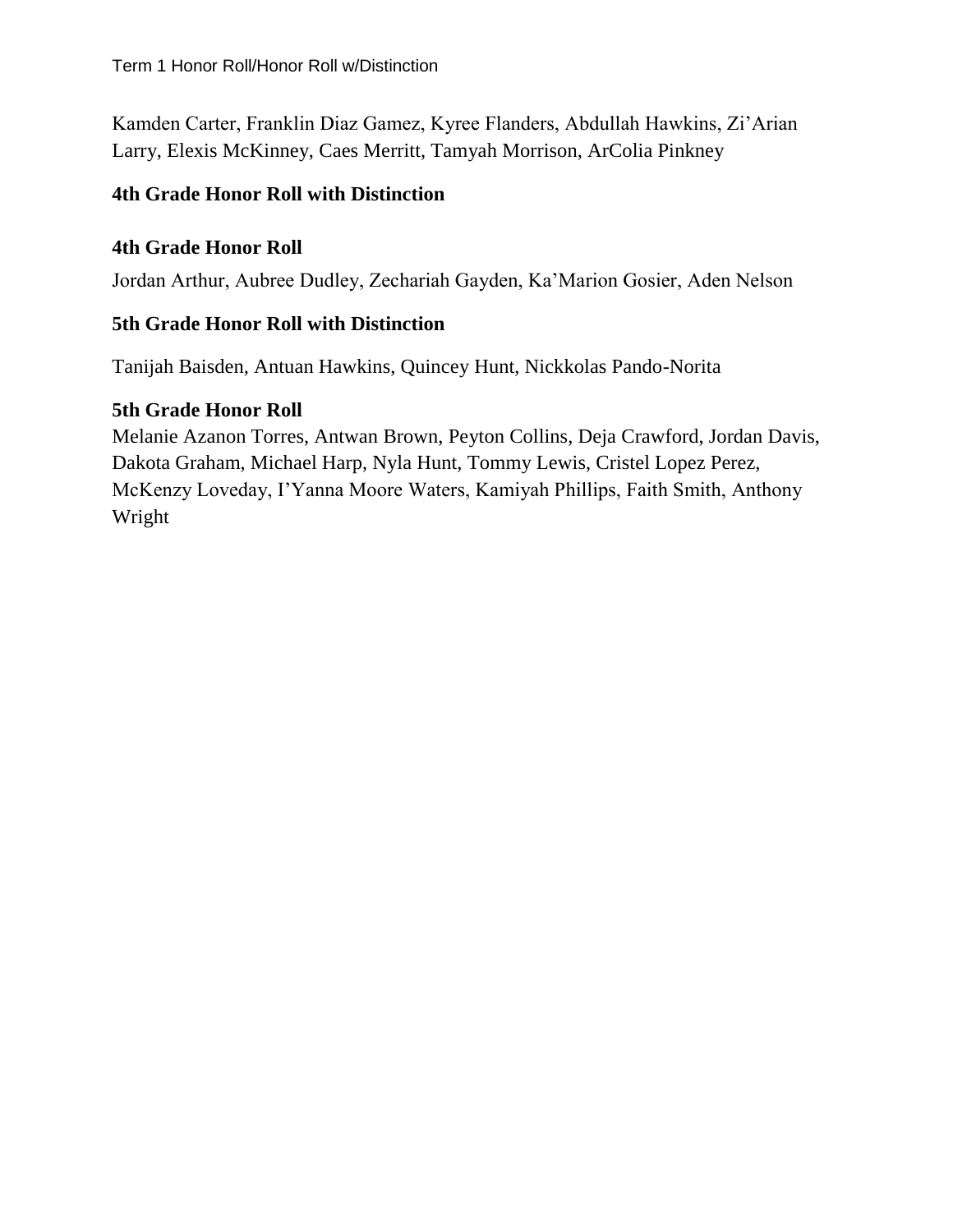Kamden Carter, Franklin Diaz Gamez, Kyree Flanders, Abdullah Hawkins, Zi'Arian Larry, Elexis McKinney, Caes Merritt, Tamyah Morrison, ArColia Pinkney

### 4th Grade Honor Roll with Distinction

### 4th Grade Honor Roll

Jordan Arthur, Aubree Dudley, Zechariah Gayden, Ka'Marion Gosier, Aden Nelson

### 5th Grade Honor Roll with Distinction

Tanijah Baisden, Antuan Hawkins, Quincey Hunt, Nickkolas Pando-Norita

### 5th Grade Honor Roll

Melanie Azanon Torres, Antwan Brown, Peyton Collins, Deja Crawford, Jordan Davis, Dakota Graham, Michael Harp, Nyla Hunt, Tommy Lewis, Cristel Lopez Perez, McKenzy Loveday, I'Yanna Moore Waters, Kamiyah Phillips, Faith Smith, Anthony Wright